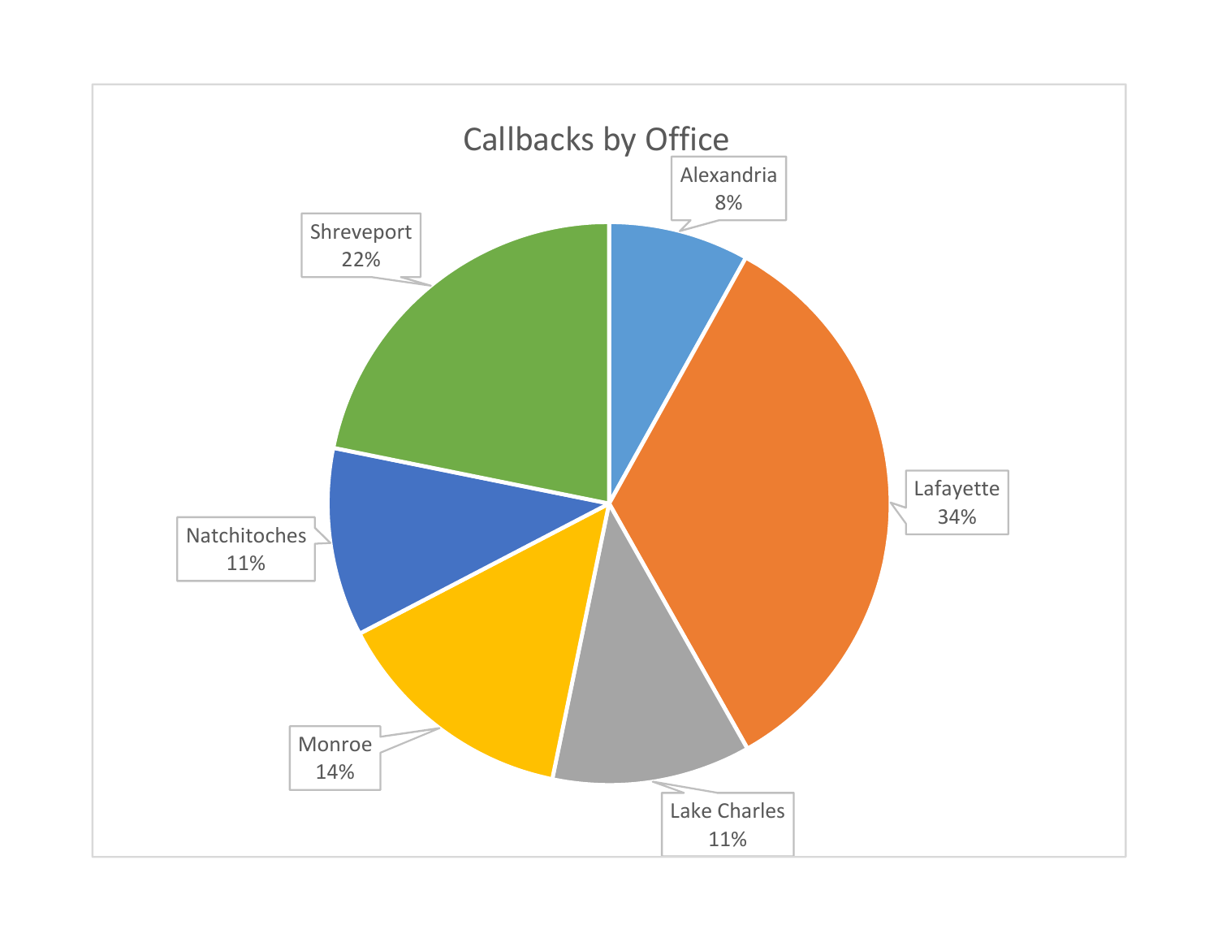# Callbacks by Office

| Office | Percentage |
| --- | --- |
| Alexandria | 8% |
| Lafayette | 34% |
| Lake Charles | 11% |
| Monroe | 14% |
| Natchitoches | 11% |
| Shreveport | 22% |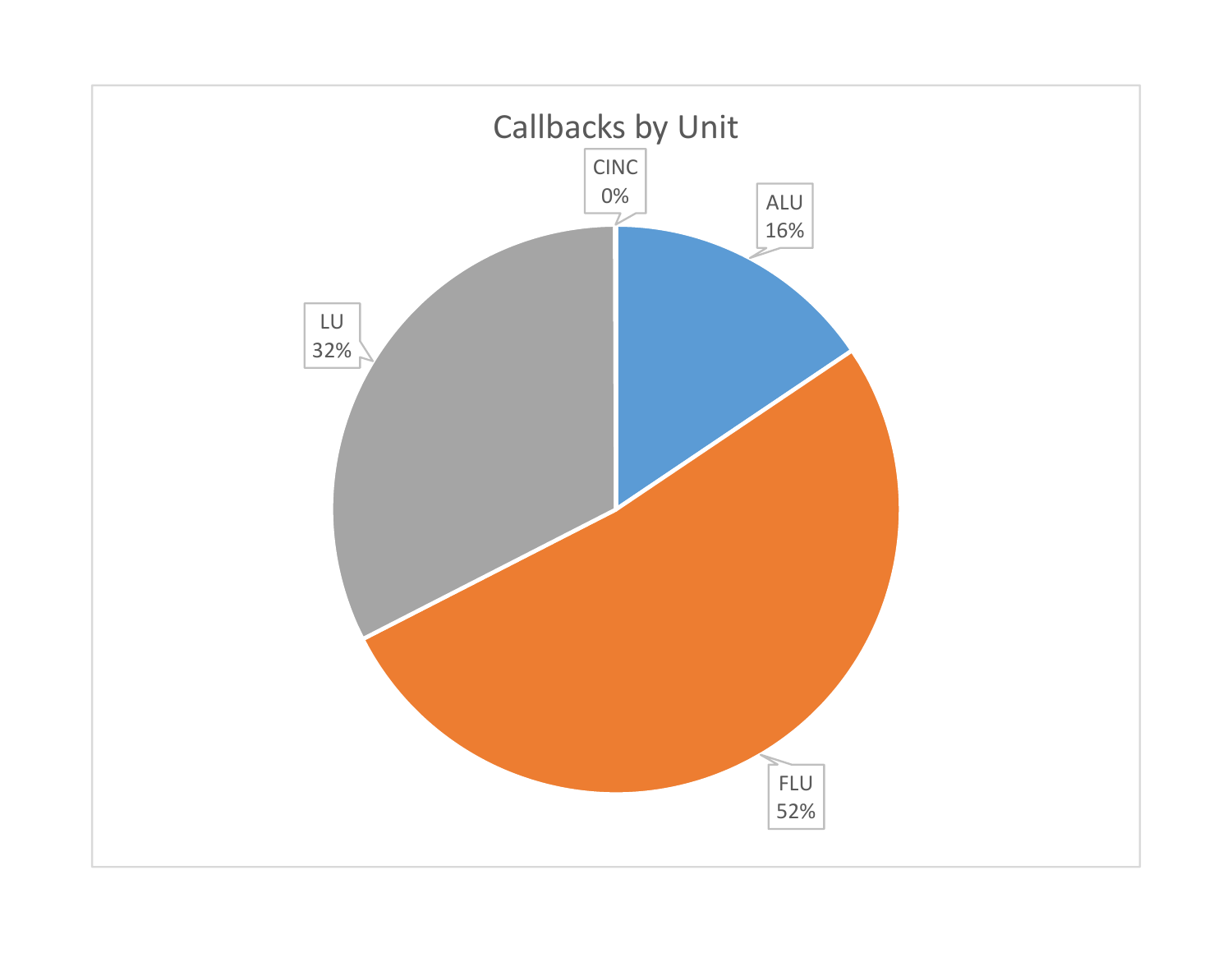## Callbacks by Unit

| Unit | Percentage |
| --- | --- |
| CINC | 0% |
| ALU | 16% |
| FLU | 52% |
| LU | 32% |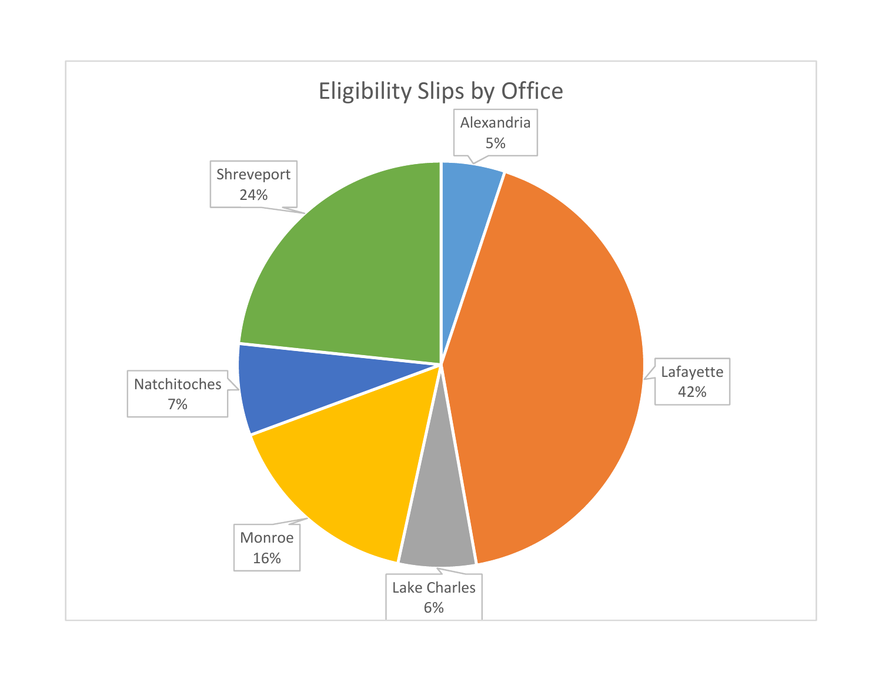## Eligibility Slips by Office

| Office | Percentage |
| --- | --- |
| Alexandria | 5% |
| Lafayette | 42% |
| Lake Charles | 6% |
| Monroe | 16% |
| Natchitoches | 7% |
| Shreveport | 24% |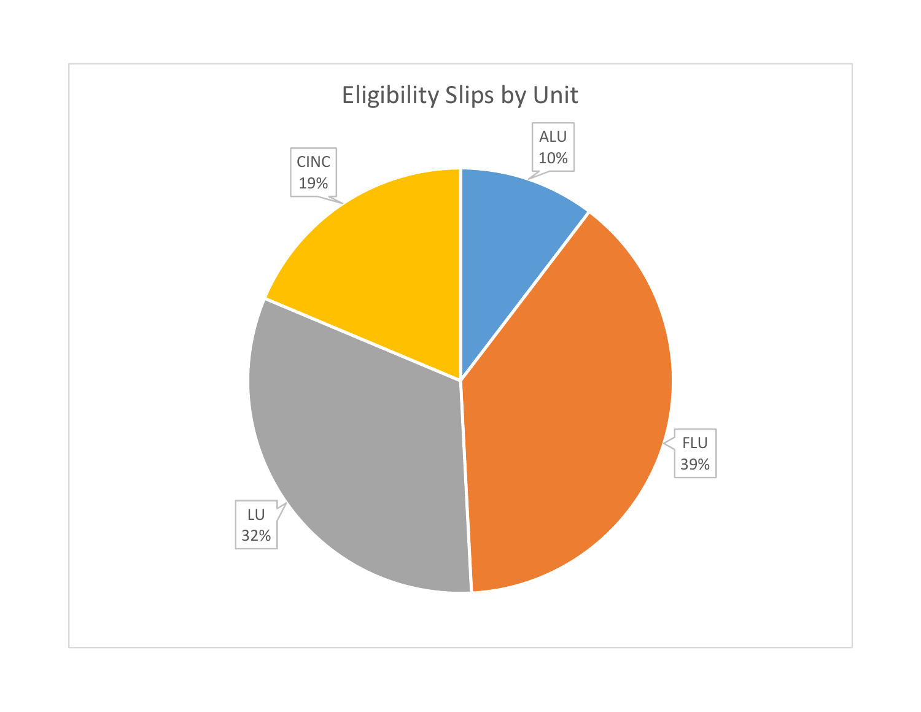Eligibility Slips by Unit

ALU
10%

FLU
39%

LU
32%

CINC
19%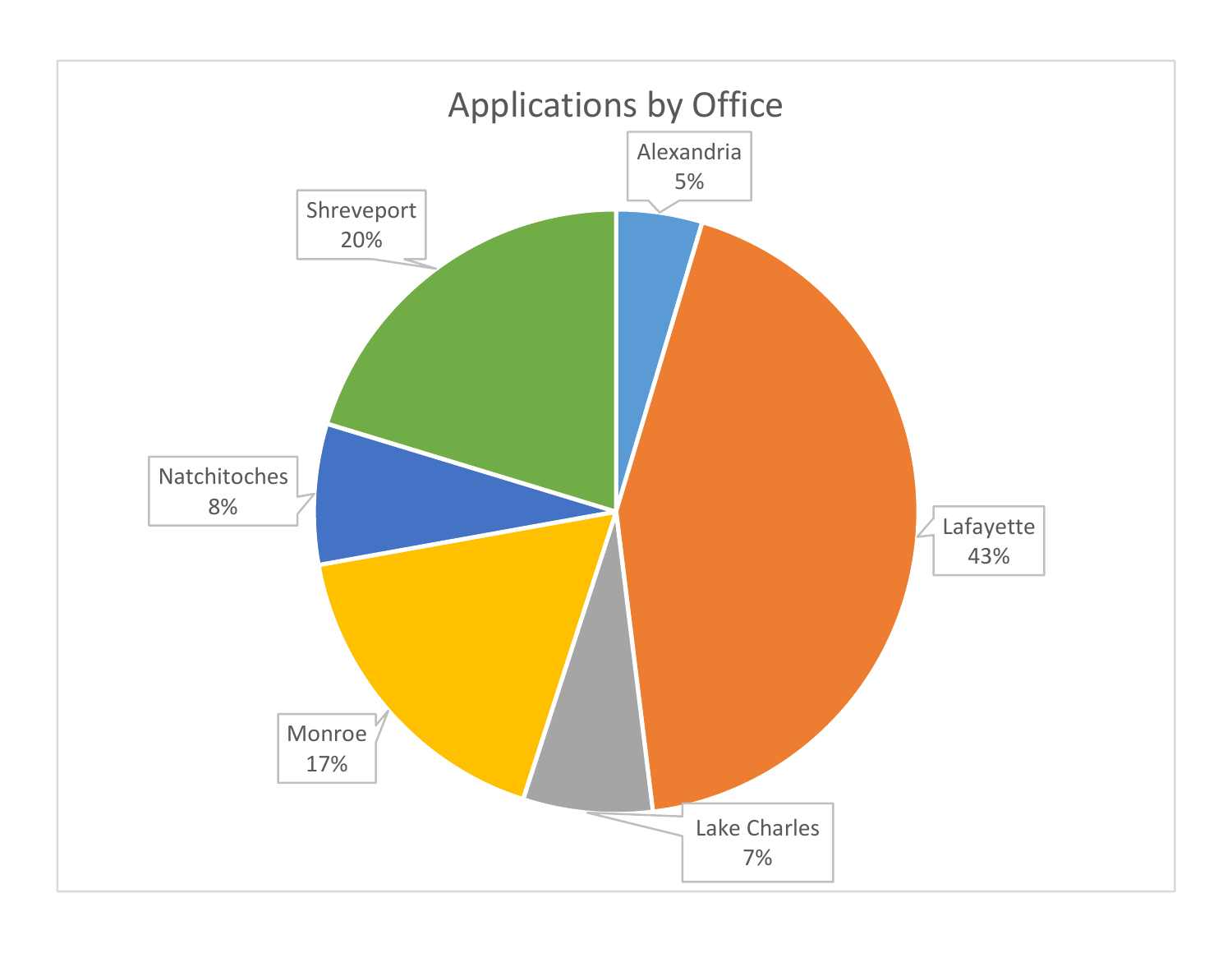## Applications by Office

| Office | Percentage |
| --- | --- |
| Alexandria | 5% |
| Lafayette | 43% |
| Lake Charles | 7% |
| Monroe | 17% |
| Natchitoches | 8% |
| Shreveport | 20% |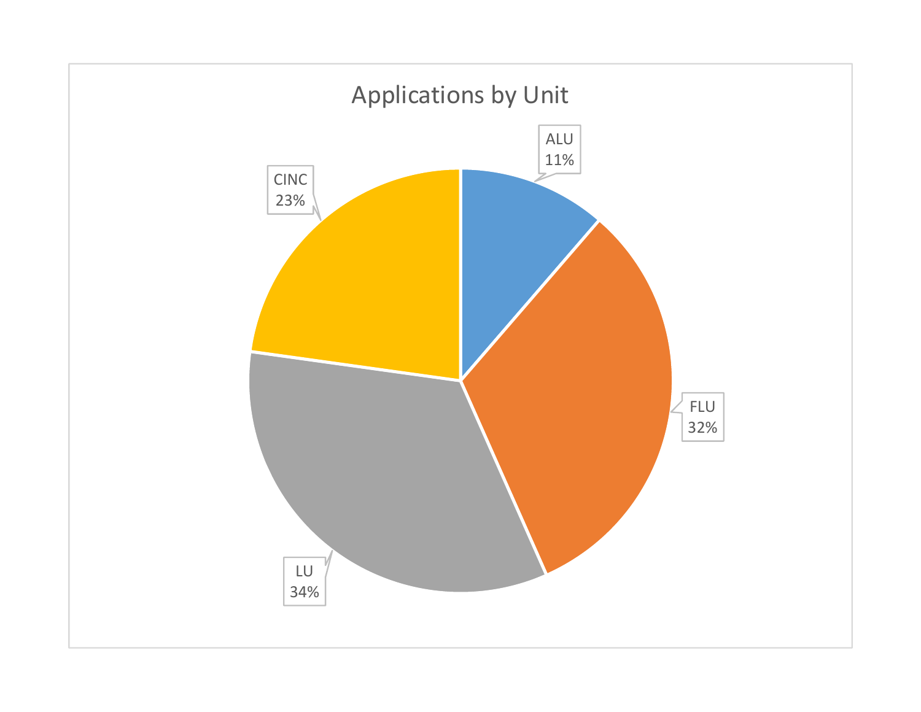## Applications by Unit

| Unit | Percentage |
| --- | --- |
| ALU | 11% |
| FLU | 32% |
| LU | 34% |
| CINC | 23% |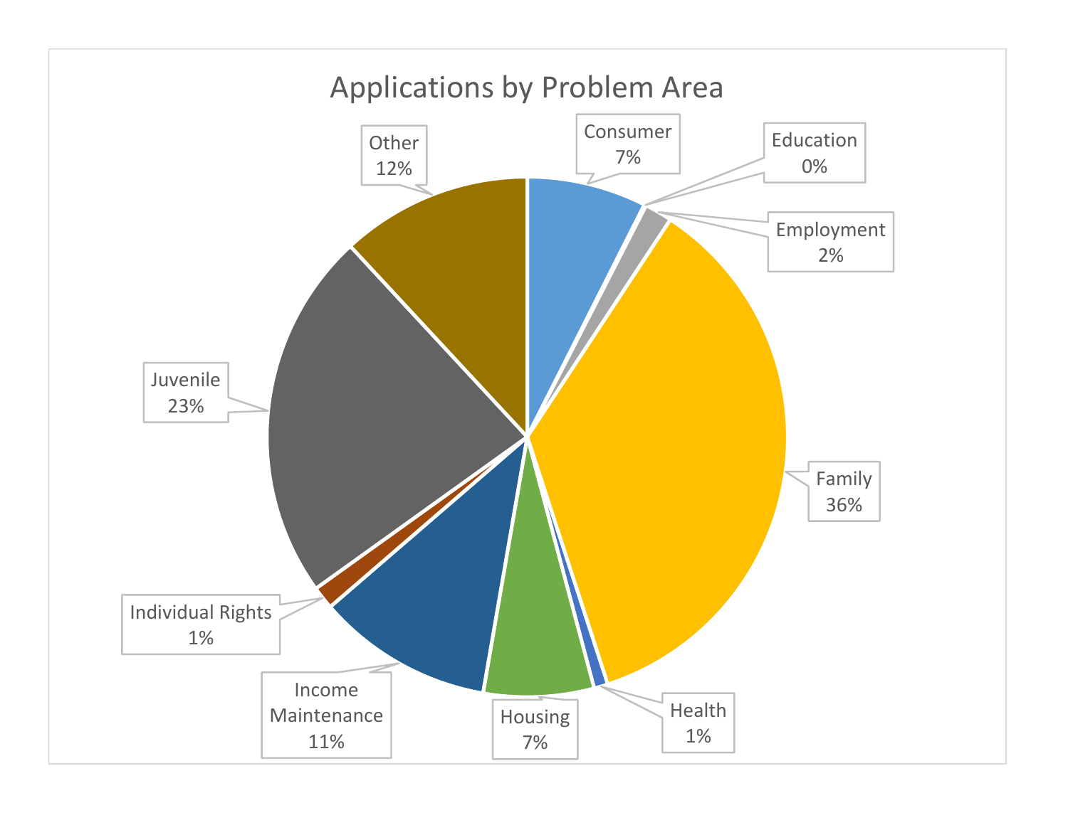## Applications by Problem Area

| Problem Area | Percentage |
| --- | --- |
| Consumer | 7% |
| Education | 0% |
| Employment | 2% |
| Family | 36% |
| Health | 1% |
| Housing | 7% |
| Income Maintenance | 11% |
| Individual Rights | 1% |
| Juvenile | 23% |
| Other | 12% |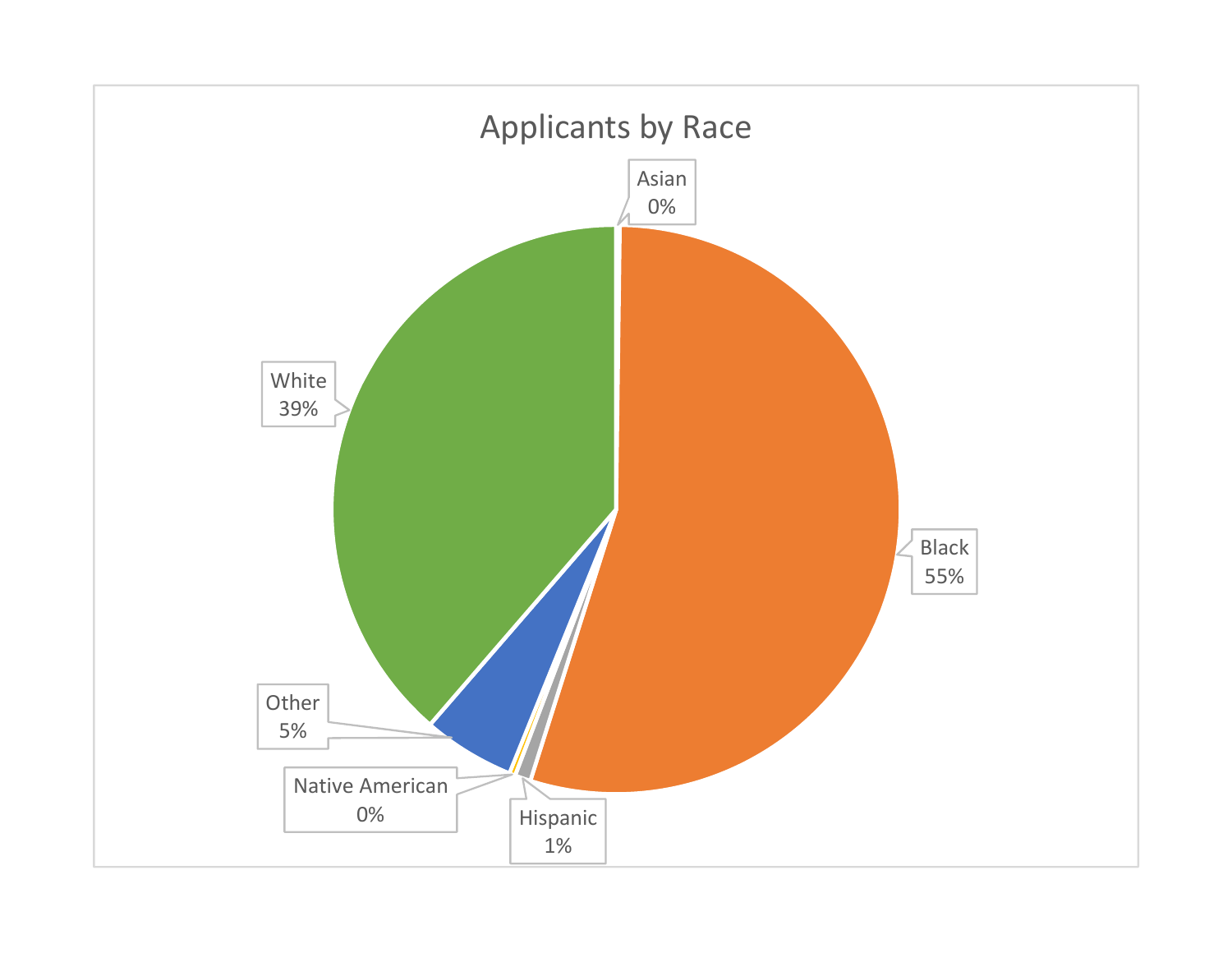Applicants by Race

| Race | Percentage |
|---|---|
| Asian | 0% |
| Black | 55% |
| Hispanic | 1% |
| Native American | 0% |
| Other | 5% |
| White | 39% |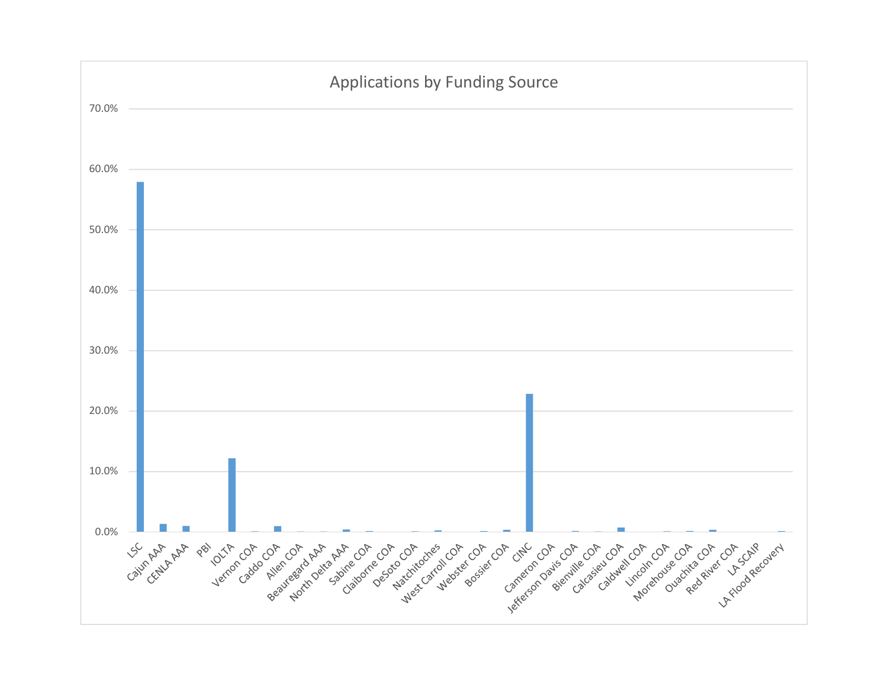## Applications by Funding Source

70.0%
60.0%
50.0%
40.0%
30.0%
20.0%
10.0%
0.0%

LSC, Cajun AAA, CENLA AAA, PBI, IOLTA, Vernon COA, Caddo COA, Allen COA, Beauregard AAA, North Delta AAA, Sabine COA, Claiborne COA, DeSoto COA, Natchitoches, West Carroll COA, Webster COA, Bossier COA, CINC, Cameron COA, Jefferson Davis COA, Bienville COA, Calcasieu COA, Caldwell COA, Lincoln COA, Morehouse COA, Ouachita COA, Red River COA, LA SCAIP, LA Flood Recovery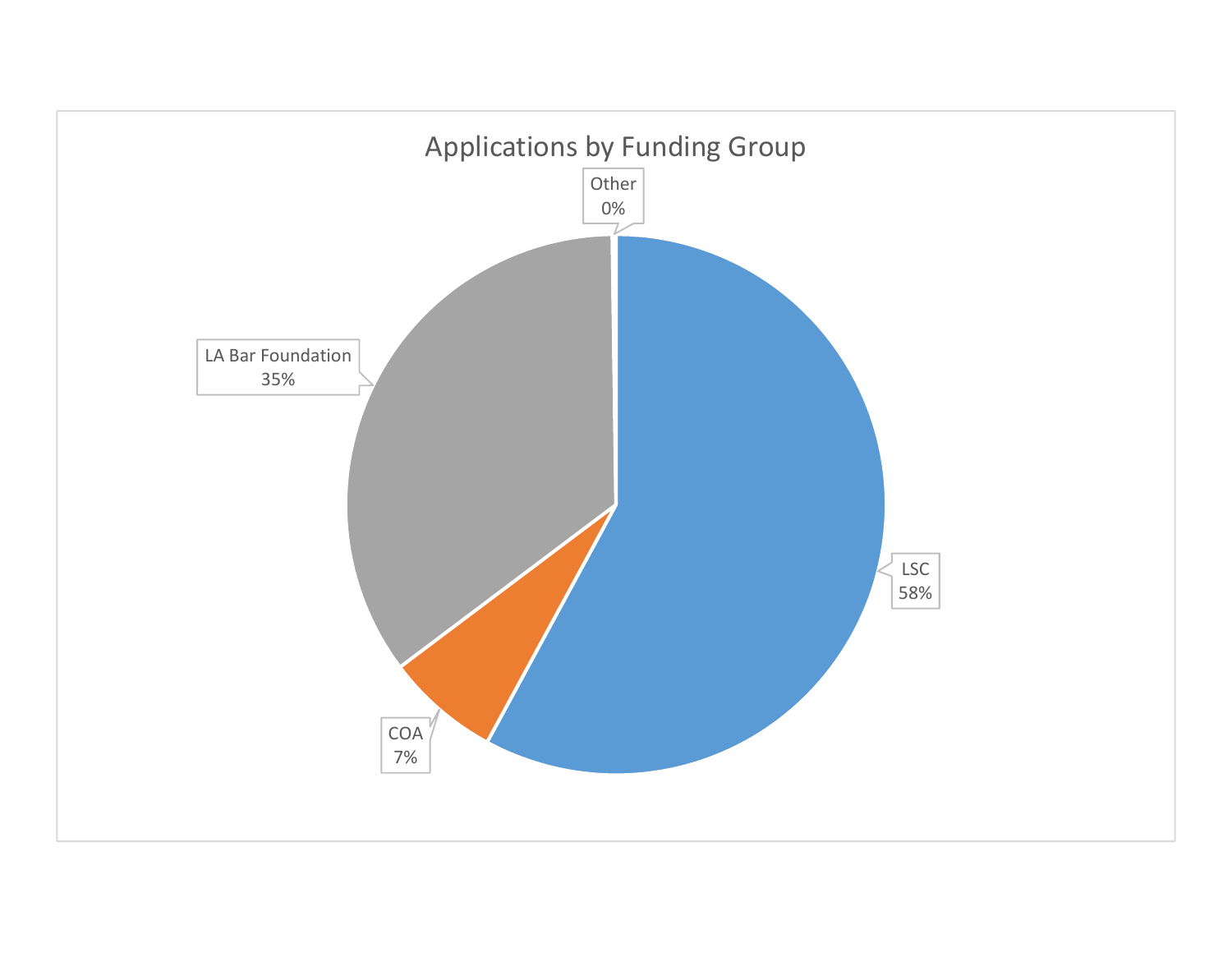## Applications by Funding Group

| Funding Group | Percentage |
|---|---|
| LSC | 58% |
| LA Bar Foundation | 35% |
| COA | 7% |
| Other | 0% |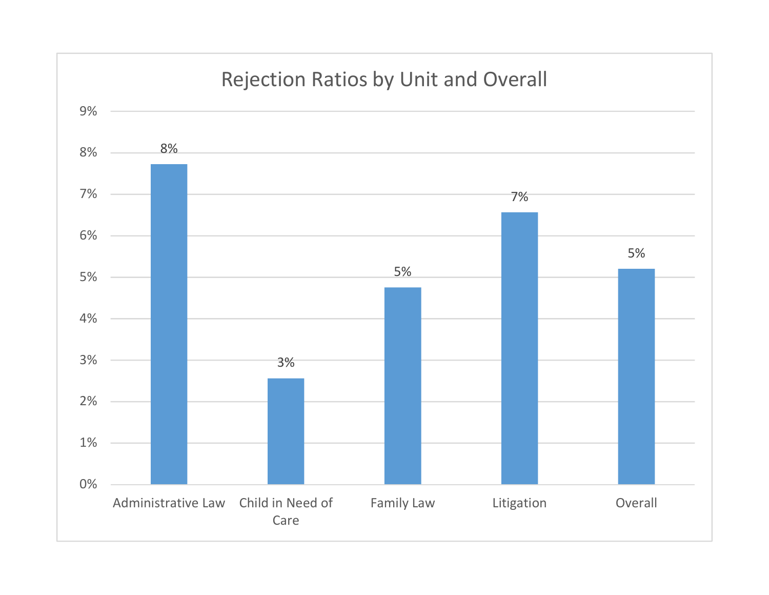## Rejection Ratios by Unit and Overall

| Unit | Rejection Ratio |
|---|---|
| Administrative Law | 8% |
| Child in Need of Care | 3% |
| Family Law | 5% |
| Litigation | 7% |
| Overall | 5% |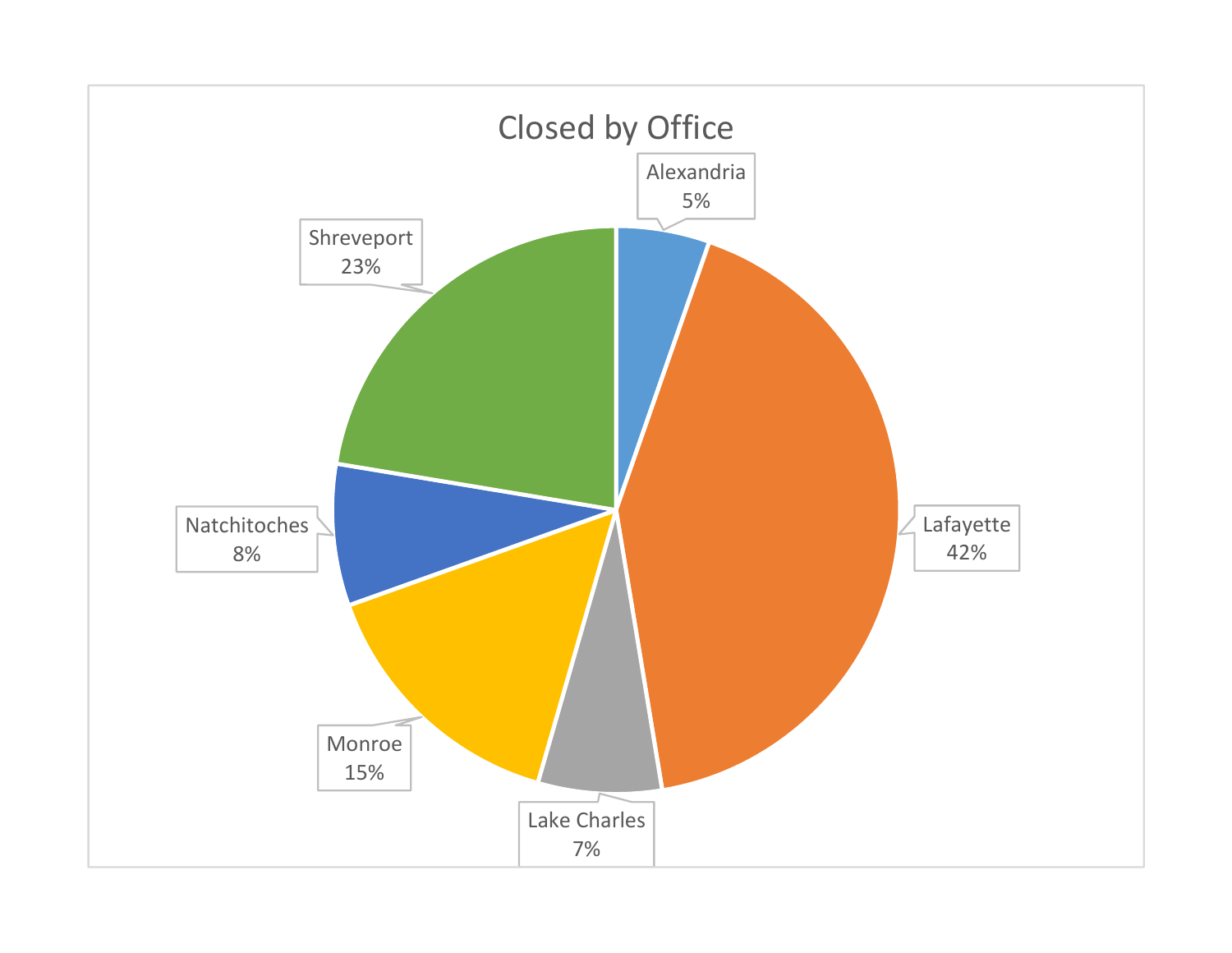## Closed by Office

| Office | Percentage |
| --- | --- |
| Alexandria | 5% |
| Lafayette | 42% |
| Lake Charles | 7% |
| Monroe | 15% |
| Natchitoches | 8% |
| Shreveport | 23% |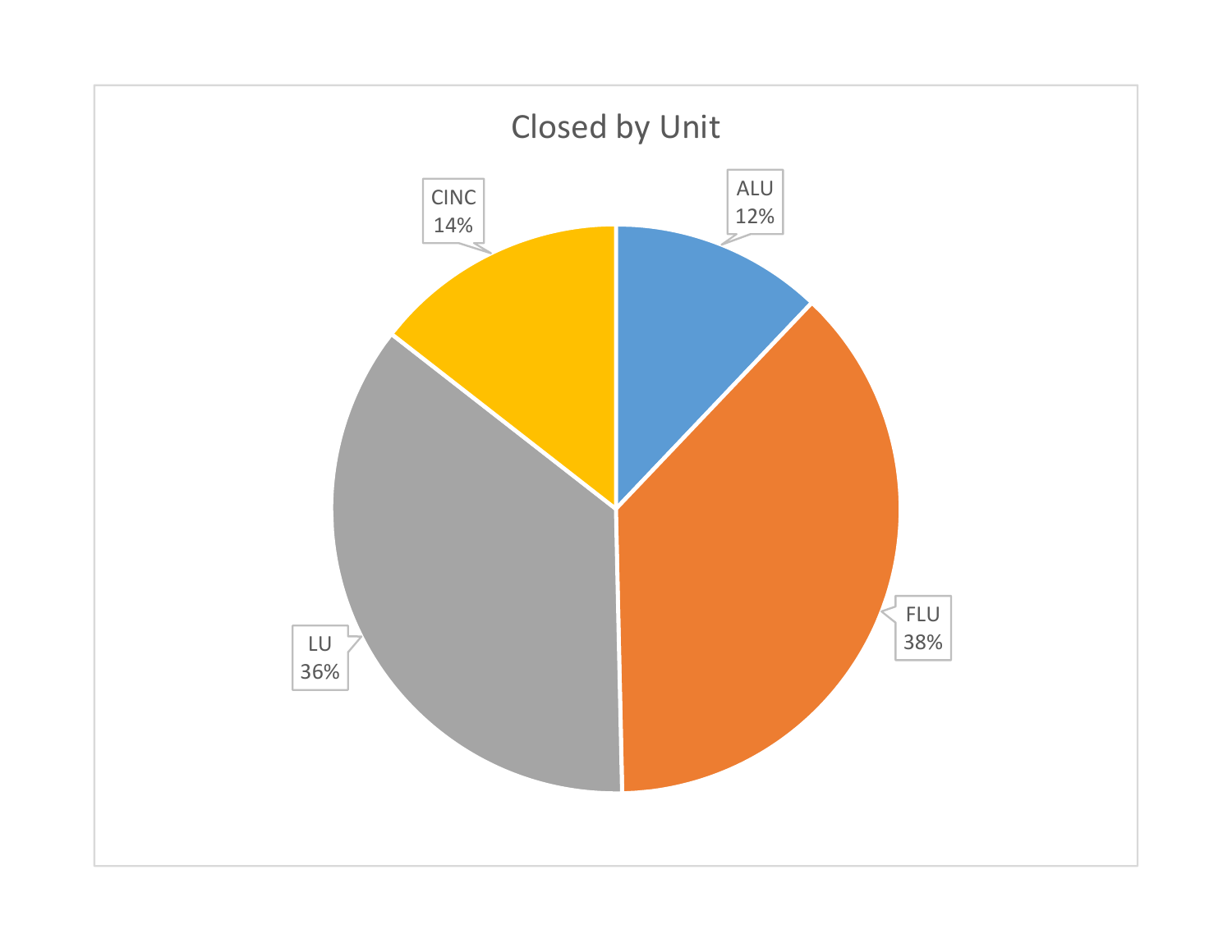## Closed by Unit

| Unit | Percentage |
|---|---|
| ALU | 12% |
| FLU | 38% |
| LU | 36% |
| CINC | 14% |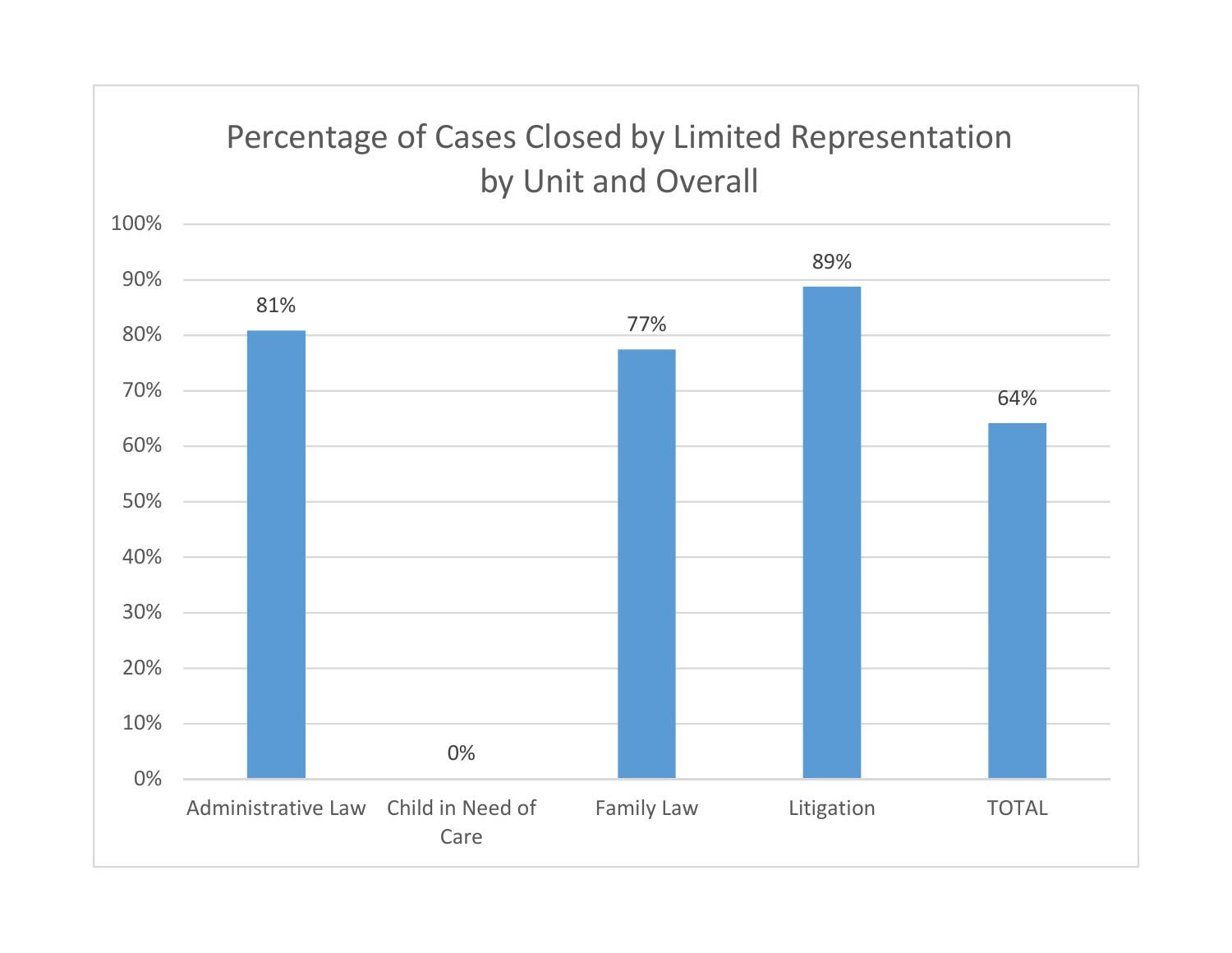**Percentage of Cases Closed by Limited Representation by Unit and Overall**

| Unit | Percentage |
| --- | --- |
| Administrative Law | 81% |
| Child in Need of Care | 0% |
| Family Law | 77% |
| Litigation | 89% |
| TOTAL | 64% |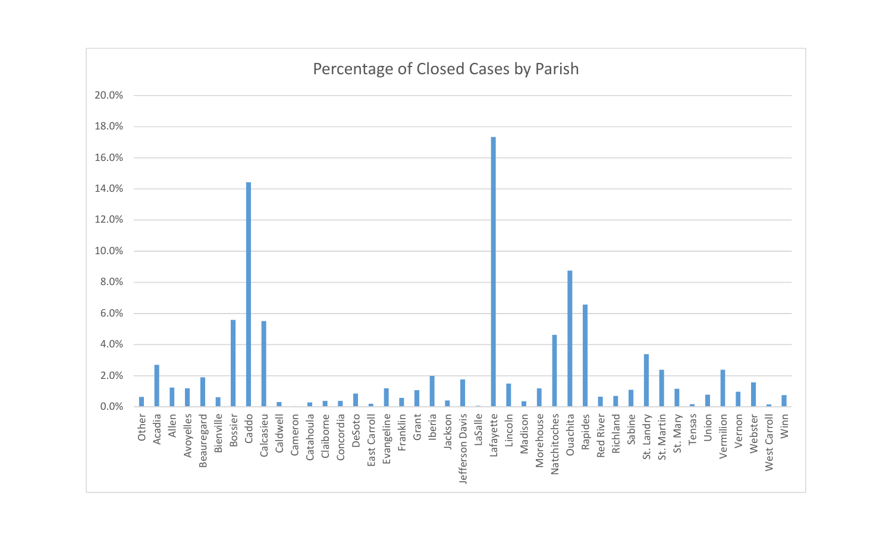## Percentage of Closed Cases by Parish

Y-axis: 0.0%, 2.0%, 4.0%, 6.0%, 8.0%, 10.0%, 12.0%, 14.0%, 16.0%, 18.0%, 20.0%

X-axis: Other, Acadia, Allen, Avoyelles, Beauregard, Bienville, Bossier, Caddo, Calcasieu, Caldwell, Cameron, Catahoula, Claiborne, Concordia, DeSoto, East Carroll, Evangeline, Franklin, Grant, Iberia, Jackson, Jefferson Davis, LaSalle, Lafayette, Lincoln, Madison, Morehouse, Natchitoches, Ouachita, Rapides, Red River, Richland, Sabine, St. Landry, St. Martin, St. Mary, Tensas, Union, Vermilion, Vernon, Webster, West Carroll, Winn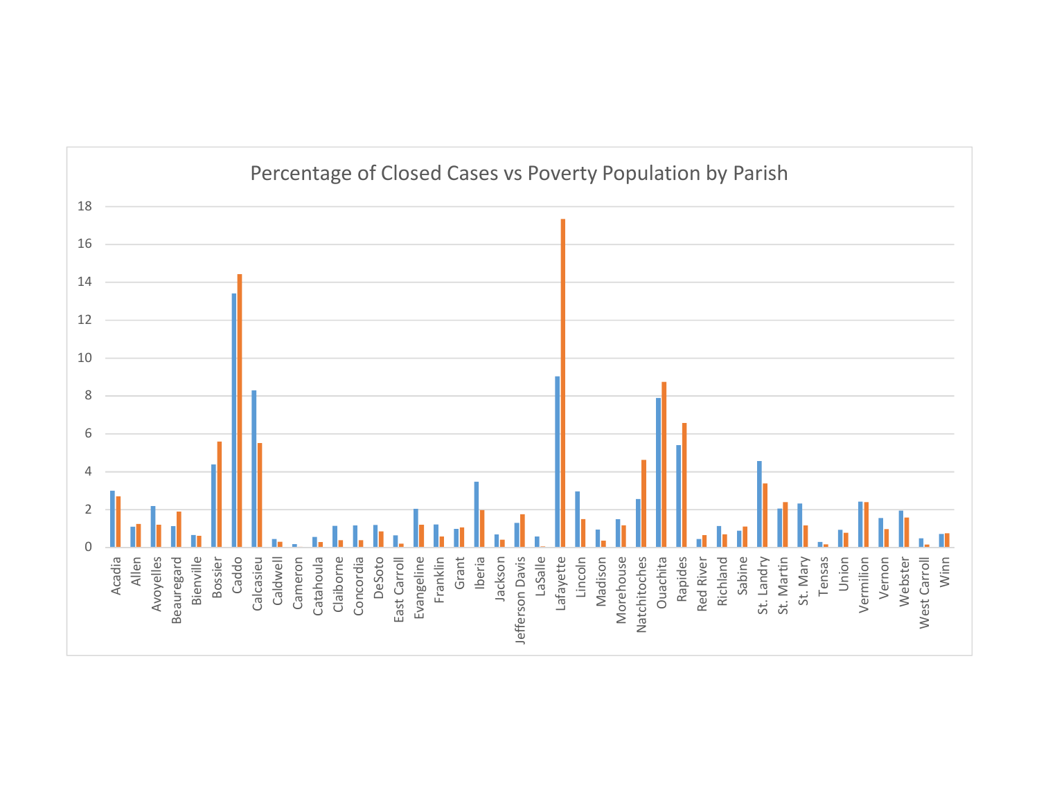Percentage of Closed Cases vs Poverty Population by Parish

| Parish | Blue | Orange |
|---|---|---|
| Acadia | 3.0 | 2.7 |
| Allen | 1.1 | 1.25 |
| Avoyelles | 2.2 | 1.2 |
| Beauregard | 1.15 | 1.9 |
| Bienville | 0.65 | 0.6 |
| Bossier | 4.4 | 5.6 |
| Caddo | 13.4 | 14.45 |
| Calcasieu | 8.3 | 5.5 |
| Caldwell | 0.45 | 0.3 |
| Cameron | 0.15 | 0.0 |
| Catahoula | 0.55 | 0.3 |
| Claiborne | 1.15 | 0.4 |
| Concordia | 1.15 | 0.35 |
| DeSoto | 1.2 | 0.85 |
| East Carroll | 0.65 | 0.2 |
| Evangeline | 2.05 | 1.2 |
| Franklin | 1.2 | 0.6 |
| Grant | 1.0 | 1.05 |
| Iberia | 3.5 | 2.0 |
| Jackson | 0.7 | 0.4 |
| Jefferson Davis | 1.3 | 1.75 |
| LaSalle | 0.55 | 0.05 |
| Lafayette | 9.05 | 17.35 |
| Lincoln | 2.95 | 1.5 |
| Madison | 0.95 | 0.35 |
| Morehouse | 1.5 | 1.15 |
| Natchitoches | 2.55 | 4.6 |
| Ouachita | 7.9 | 8.75 |
| Rapides | 5.4 | 6.55 |
| Red River | 0.45 | 0.65 |
| Richland | 1.15 | 0.7 |
| Sabine | 0.9 | 1.1 |
| St. Landry | 4.55 | 3.4 |
| St. Martin | 2.05 | 2.4 |
| St. Mary | 2.35 | 1.15 |
| Tensas | 0.3 | 0.15 |
| Union | 0.95 | 0.8 |
| Vermilion | 2.4 | 2.4 |
| Vernon | 1.55 | 0.95 |
| Webster | 1.95 | 1.55 |
| West Carroll | 0.5 | 0.15 |
| Winn | 0.7 | 0.75 |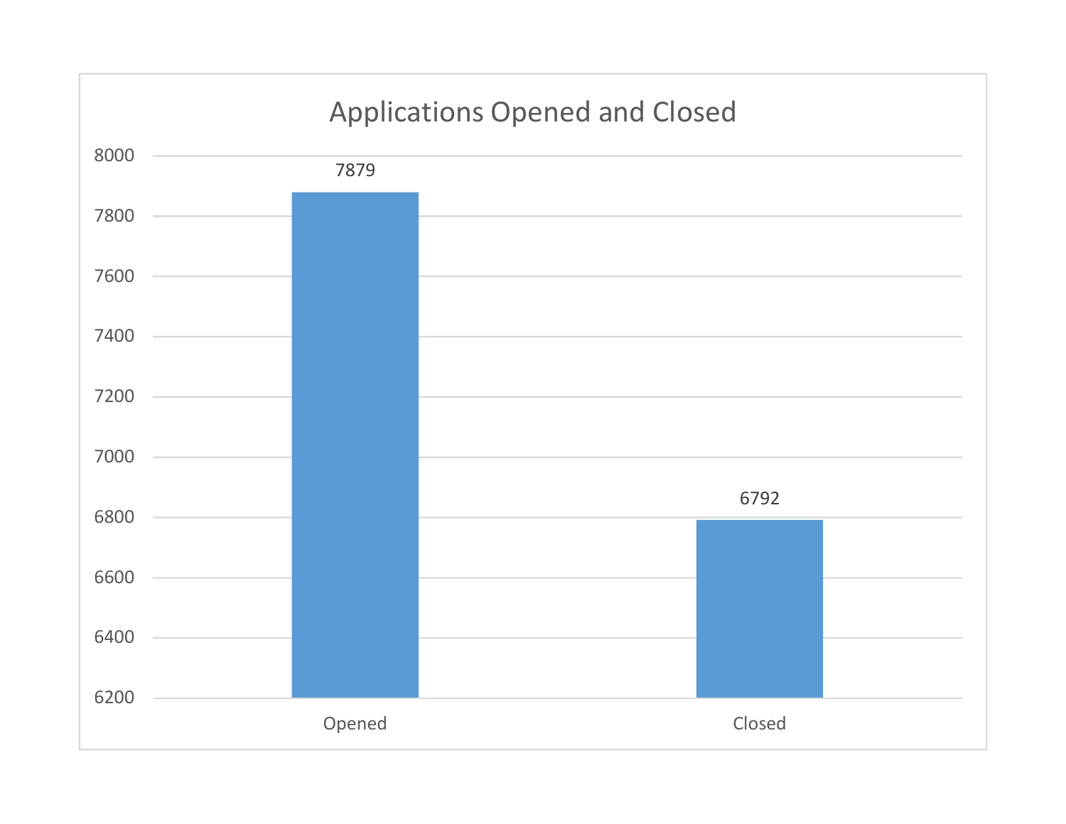Applications Opened and Closed

| | Opened | Closed |
|---|---|---|
| Applications | 7879 | 6792 |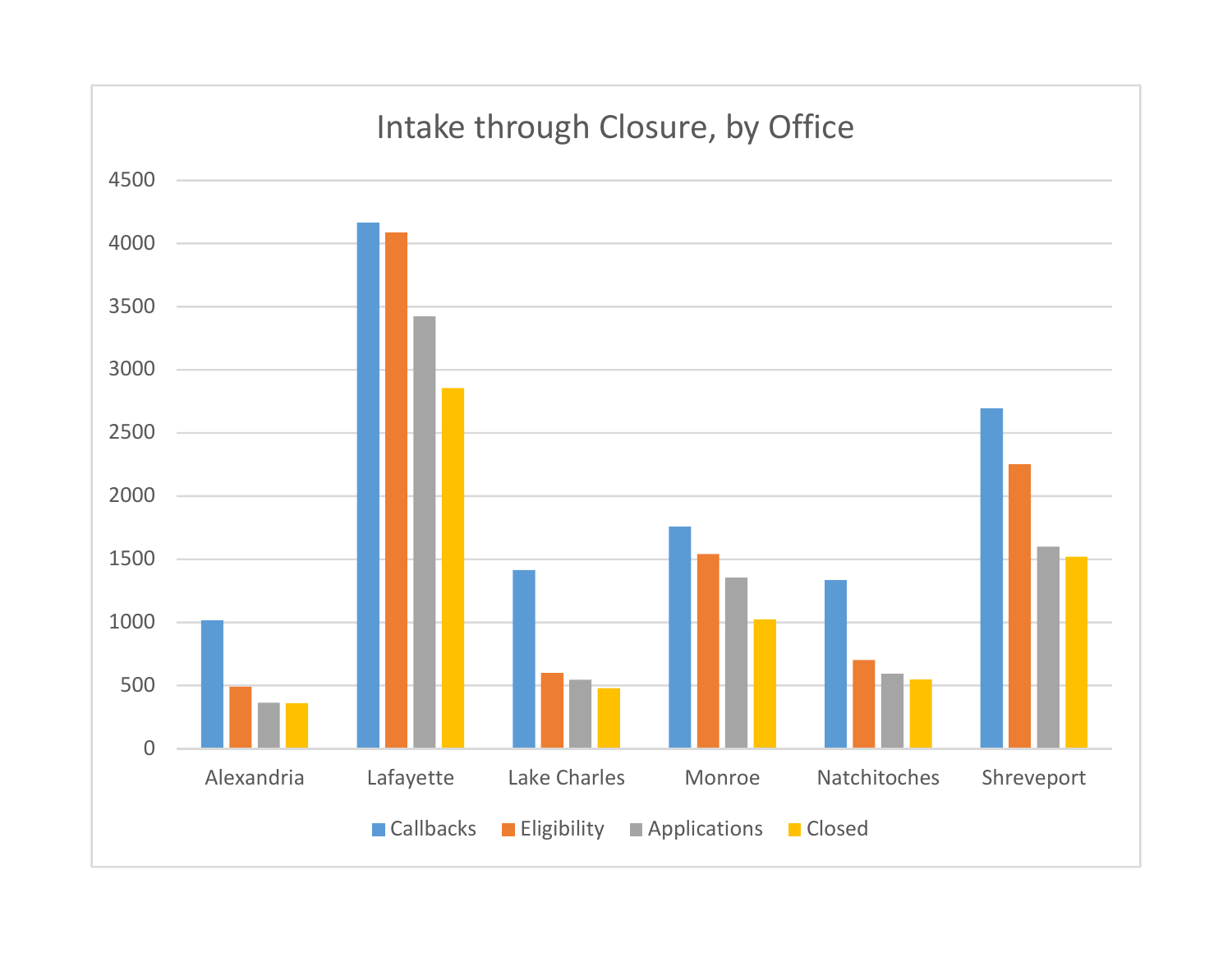# Intake through Closure, by Office

Offices: Alexandria, Lafayette, Lake Charles, Monroe, Natchitoches, Shreveport

Y-axis: 0, 500, 1000, 1500, 2000, 2500, 3000, 3500, 4000, 4500

Legend: Callbacks, Eligibility, Applications, Closed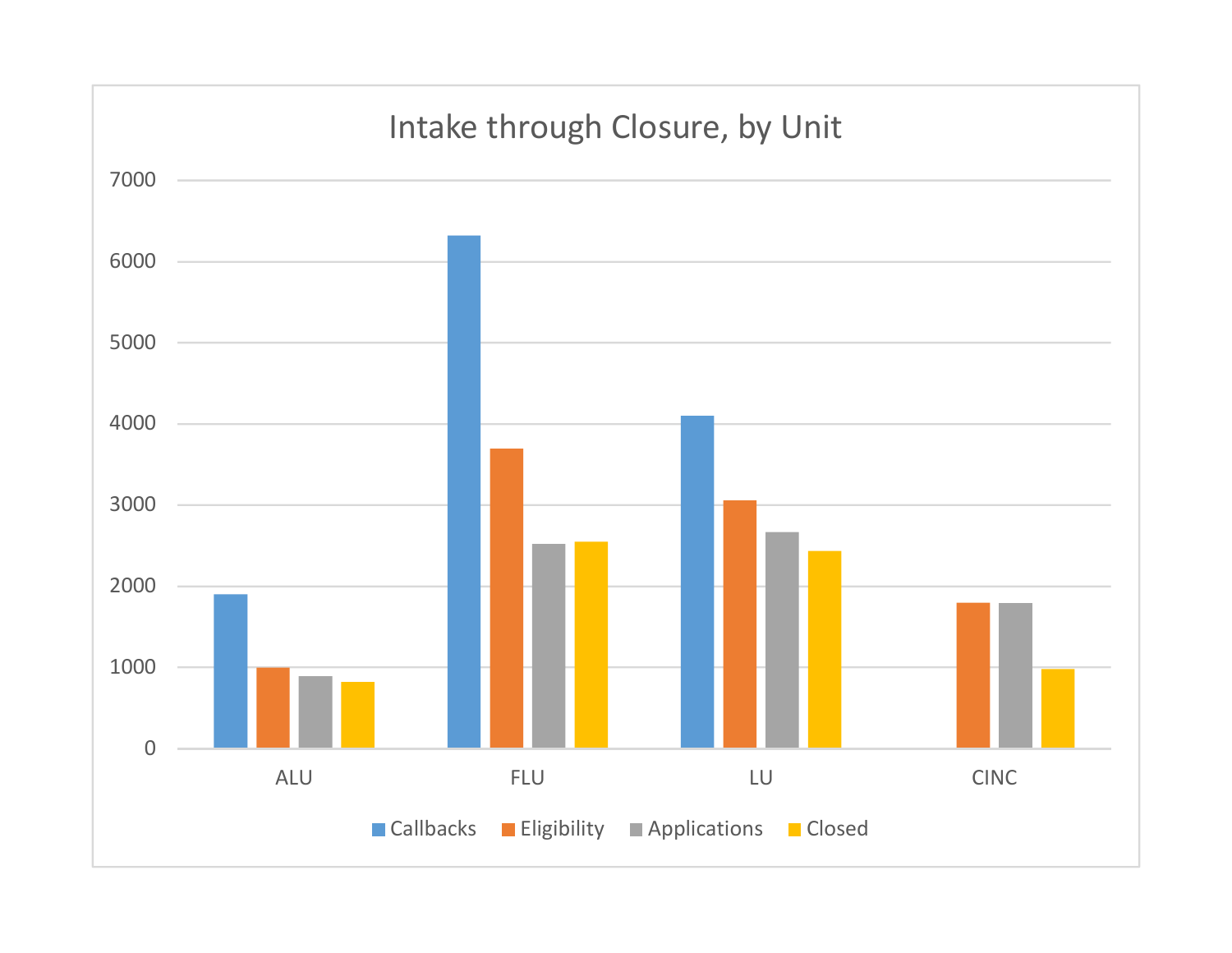## Intake through Closure, by Unit

| Unit | Callbacks | Eligibility | Applications | Closed |
|---|---|---|---|---|
| ALU | 1900 | 1000 | 890 | 820 |
| FLU | 6320 | 3700 | 2520 | 2550 |
| LU | 4100 | 3060 | 2670 | 2430 |
| CINC | | 1800 | 1800 | 980 |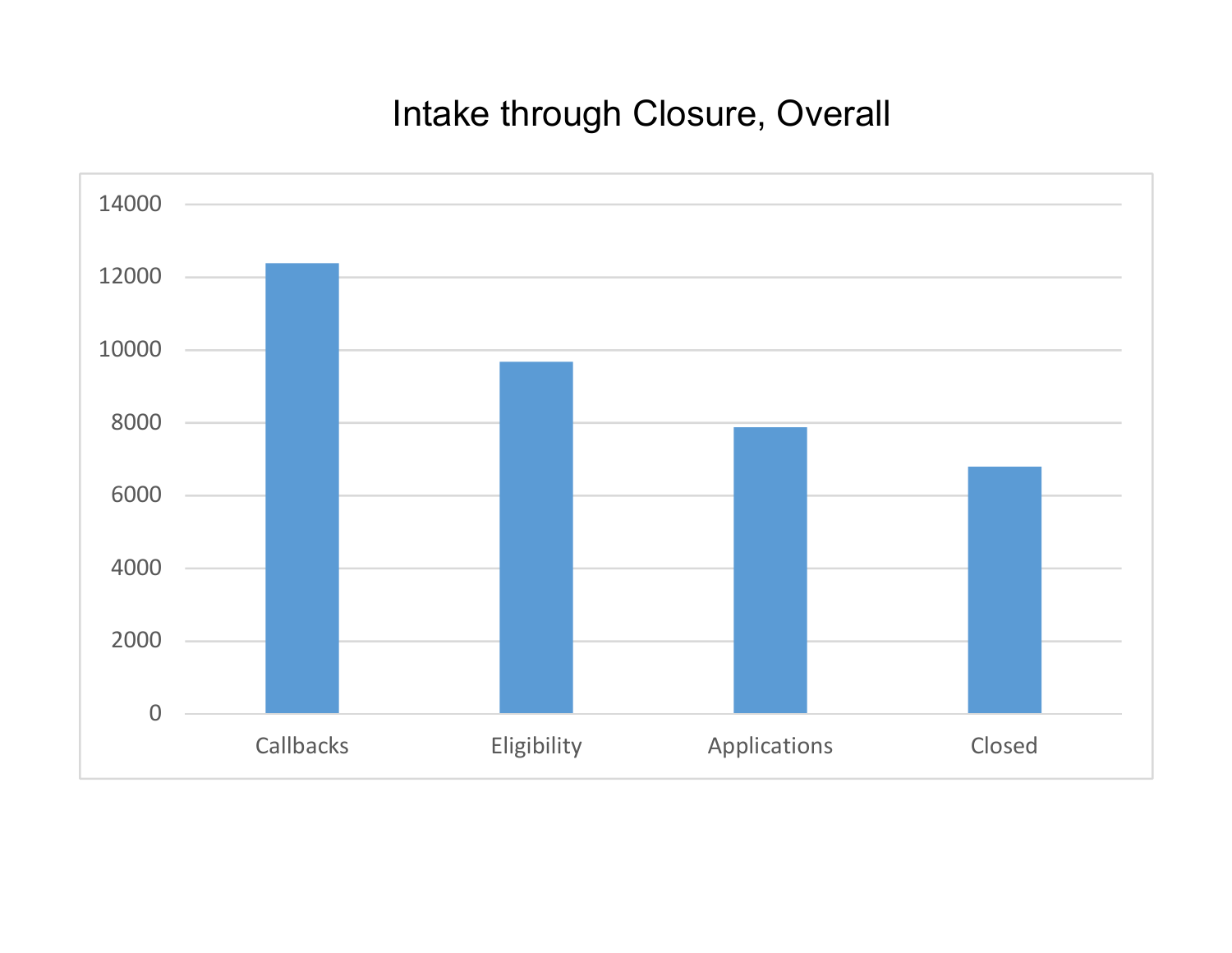Intake through Closure, Overall

| Category | Value |
| --- | --- |
| Callbacks | ~12400 |
| Eligibility | ~9700 |
| Applications | ~7900 |
| Closed | ~6800 |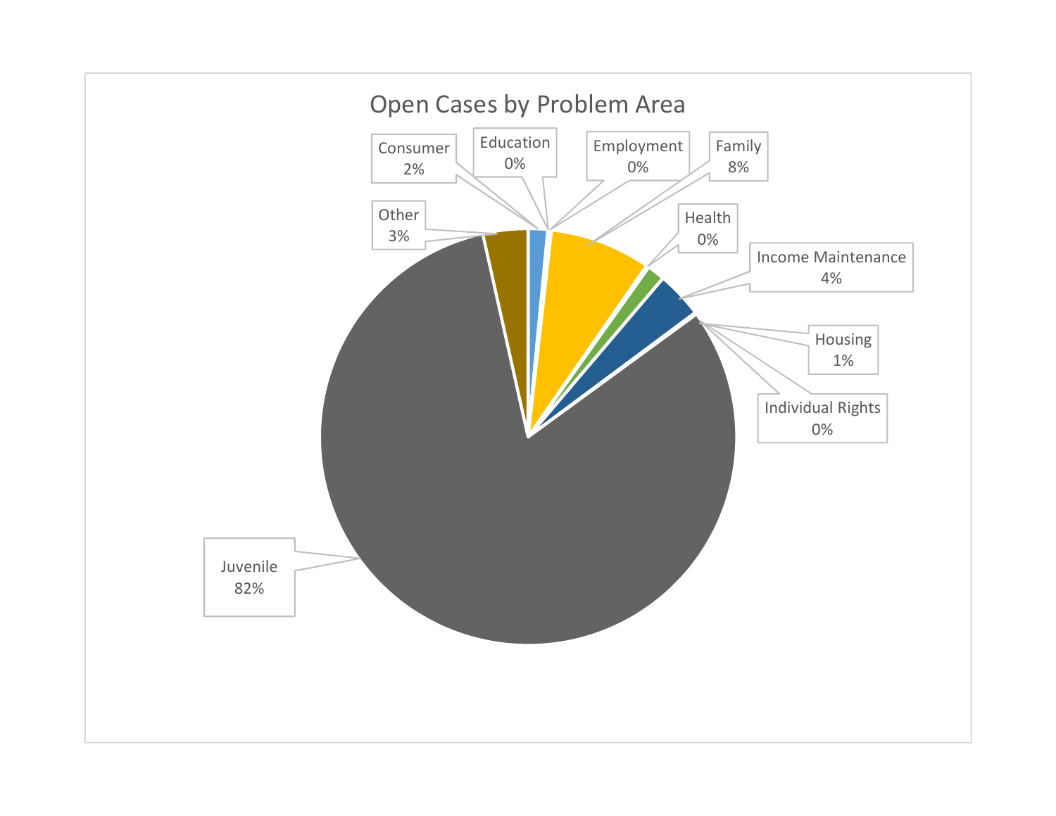Open Cases by Problem Area

Consumer
2%

Education
0%

Employment
0%

Family
8%

Other
3%

Health
0%

Income Maintenance
4%

Housing
1%

Individual Rights
0%

Juvenile
82%